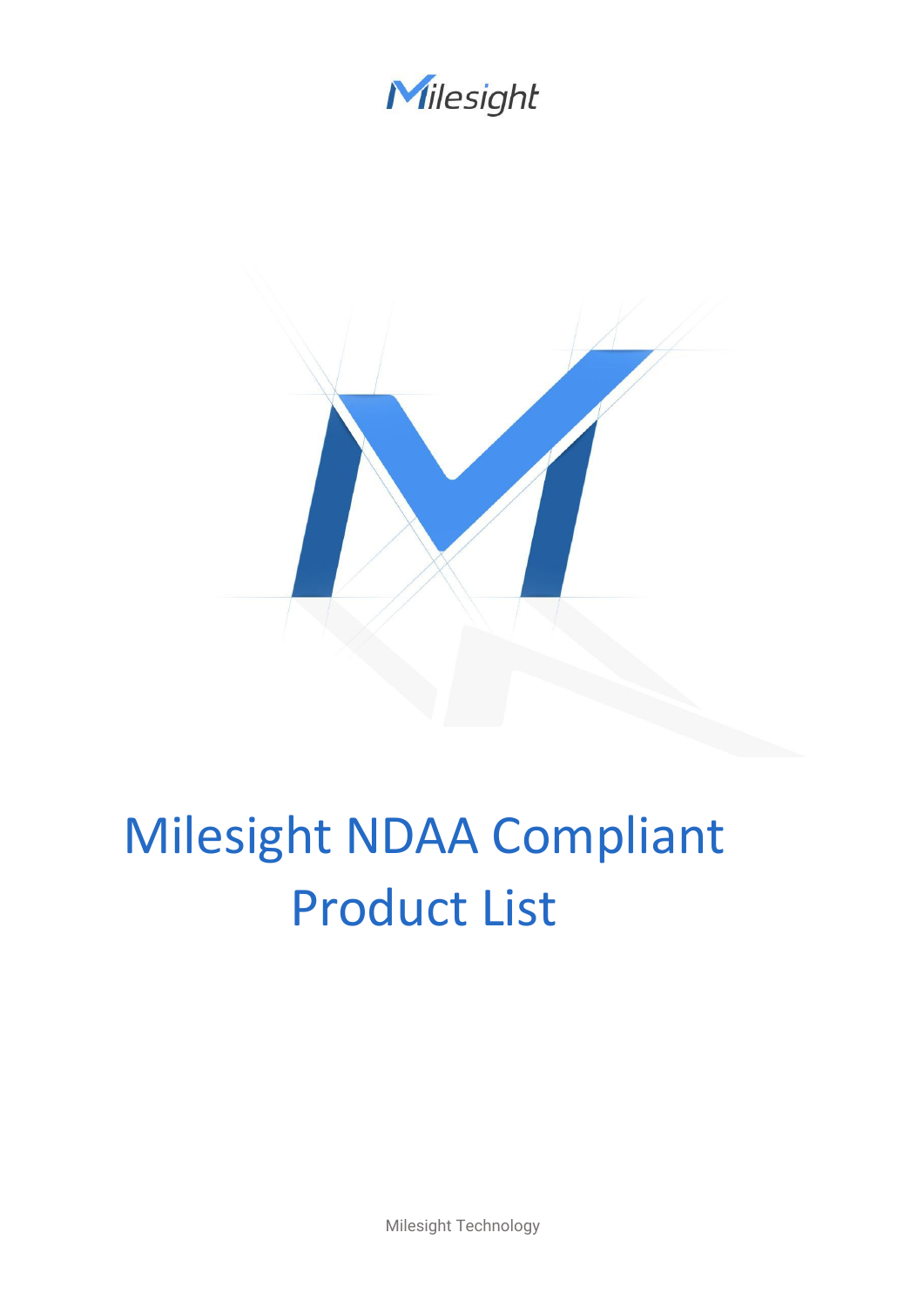Milesight

# Milesight NDAA Compliant Product List

Milesight Technology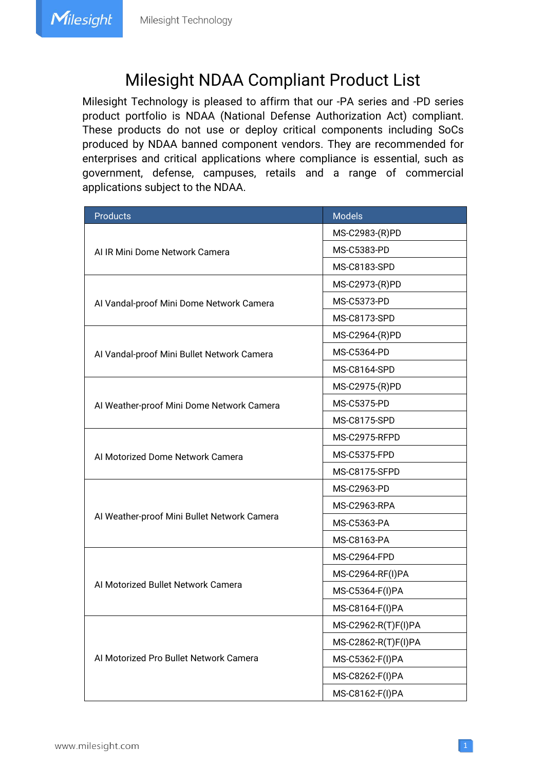# Milesight NDAA Compliant Product List

Milesight Technology is pleased to affirm that our -PA series and -PD series product portfolio is NDAA (National Defense Authorization Act) compliant. These products do not use or deploy critical components including SoCs produced by NDAA banned component vendors. They are recommended for enterprises and critical applications where compliance is essential, such as government, defense, campuses, retails and a range of commercial applications subject to the NDAA.

| Products | Models |
|---|---|
| AI IR Mini Dome Network Camera | MS-C2983-(R)PD |
| | MS-C5383-PD |
| | MS-C8183-SPD |
| AI Vandal-proof Mini Dome Network Camera | MS-C2973-(R)PD |
| | MS-C5373-PD |
| | MS-C8173-SPD |
| AI Vandal-proof Mini Bullet Network Camera | MS-C2964-(R)PD |
| | MS-C5364-PD |
| | MS-C8164-SPD |
| AI Weather-proof Mini Dome Network Camera | MS-C2975-(R)PD |
| | MS-C5375-PD |
| | MS-C8175-SPD |
| AI Motorized Dome Network Camera | MS-C2975-RFPD |
| | MS-C5375-FPD |
| | MS-C8175-SFPD |
| AI Weather-proof Mini Bullet Network Camera | MS-C2963-PD |
| | MS-C2963-RPA |
| | MS-C5363-PA |
| | MS-C8163-PA |
| AI Motorized Bullet Network Camera | MS-C2964-FPD |
| | MS-C2964-RF(I)PA |
| | MS-C5364-F(I)PA |
| | MS-C8164-F(I)PA |
| AI Motorized Pro Bullet Network Camera | MS-C2962-R(T)F(I)PA |
| | MS-C2862-R(T)F(I)PA |
| | MS-C5362-F(I)PA |
| | MS-C8262-F(I)PA |
| | MS-C8162-F(I)PA |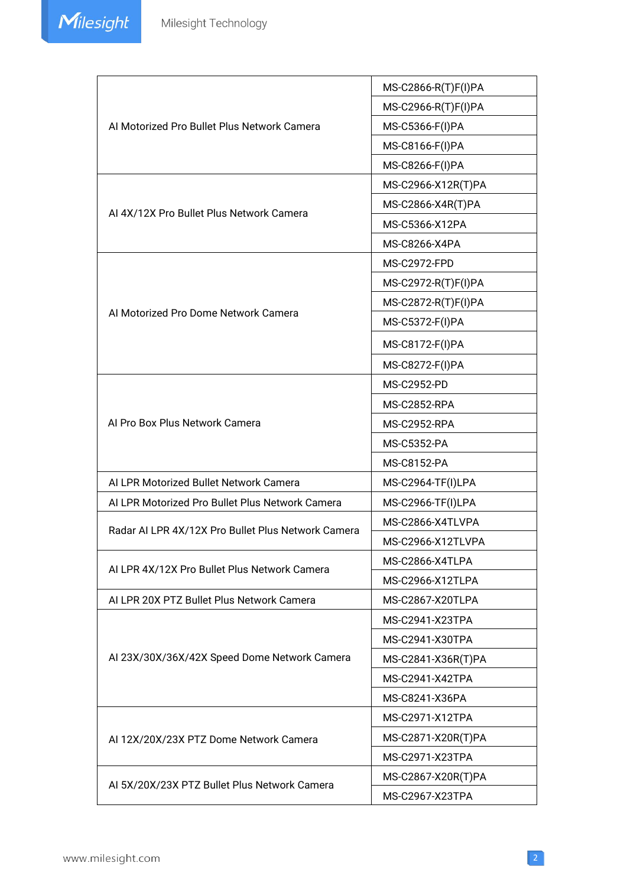| | |
|---|---|
| AI Motorized Pro Bullet Plus Network Camera | MS-C2866-R(T)F(I)PA |
| | MS-C2966-R(T)F(I)PA |
| | MS-C5366-F(I)PA |
| | MS-C8166-F(I)PA |
| | MS-C8266-F(I)PA |
| AI 4X/12X Pro Bullet Plus Network Camera | MS-C2966-X12R(T)PA |
| | MS-C2866-X4R(T)PA |
| | MS-C5366-X12PA |
| | MS-C8266-X4PA |
| AI Motorized Pro Dome Network Camera | MS-C2972-FPD |
| | MS-C2972-R(T)F(I)PA |
| | MS-C2872-R(T)F(I)PA |
| | MS-C5372-F(I)PA |
| | MS-C8172-F(I)PA |
| | MS-C8272-F(I)PA |
| AI Pro Box Plus Network Camera | MS-C2952-PD |
| | MS-C2852-RPA |
| | MS-C2952-RPA |
| | MS-C5352-PA |
| | MS-C8152-PA |
| AI LPR Motorized Bullet Network Camera | MS-C2964-TF(I)LPA |
| AI LPR Motorized Pro Bullet Plus Network Camera | MS-C2966-TF(I)LPA |
| Radar AI LPR 4X/12X Pro Bullet Plus Network Camera | MS-C2866-X4TLVPA |
| | MS-C2966-X12TLVPA |
| AI LPR 4X/12X Pro Bullet Plus Network Camera | MS-C2866-X4TLPA |
| | MS-C2966-X12TLPA |
| AI LPR 20X PTZ Bullet Plus Network Camera | MS-C2867-X20TLPA |
| AI 23X/30X/36X/42X Speed Dome Network Camera | MS-C2941-X23TPA |
| | MS-C2941-X30TPA |
| | MS-C2841-X36R(T)PA |
| | MS-C2941-X42TPA |
| | MS-C8241-X36PA |
| AI 12X/20X/23X PTZ Dome Network Camera | MS-C2971-X12TPA |
| | MS-C2871-X20R(T)PA |
| | MS-C2971-X23TPA |
| AI 5X/20X/23X PTZ Bullet Plus Network Camera | MS-C2867-X20R(T)PA |
| | MS-C2967-X23TPA |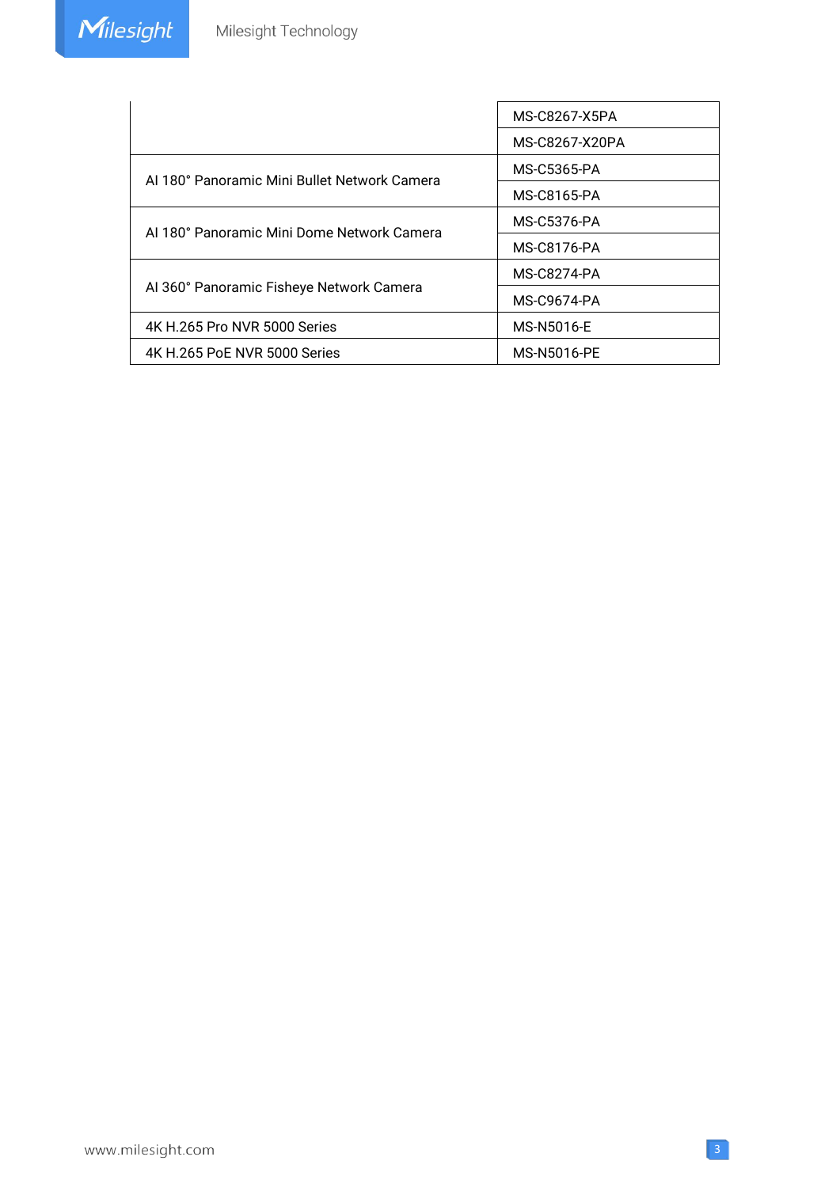| | |
|---|---|
| | MS-C8267-X5PA |
| | MS-C8267-X20PA |
| AI 180° Panoramic Mini Bullet Network Camera | MS-C5365-PA |
| | MS-C8165-PA |
| AI 180° Panoramic Mini Dome Network Camera | MS-C5376-PA |
| | MS-C8176-PA |
| AI 360° Panoramic Fisheye Network Camera | MS-C8274-PA |
| | MS-C9674-PA |
| 4K H.265 Pro NVR 5000 Series | MS-N5016-E |
| 4K H.265 PoE NVR 5000 Series | MS-N5016-PE |